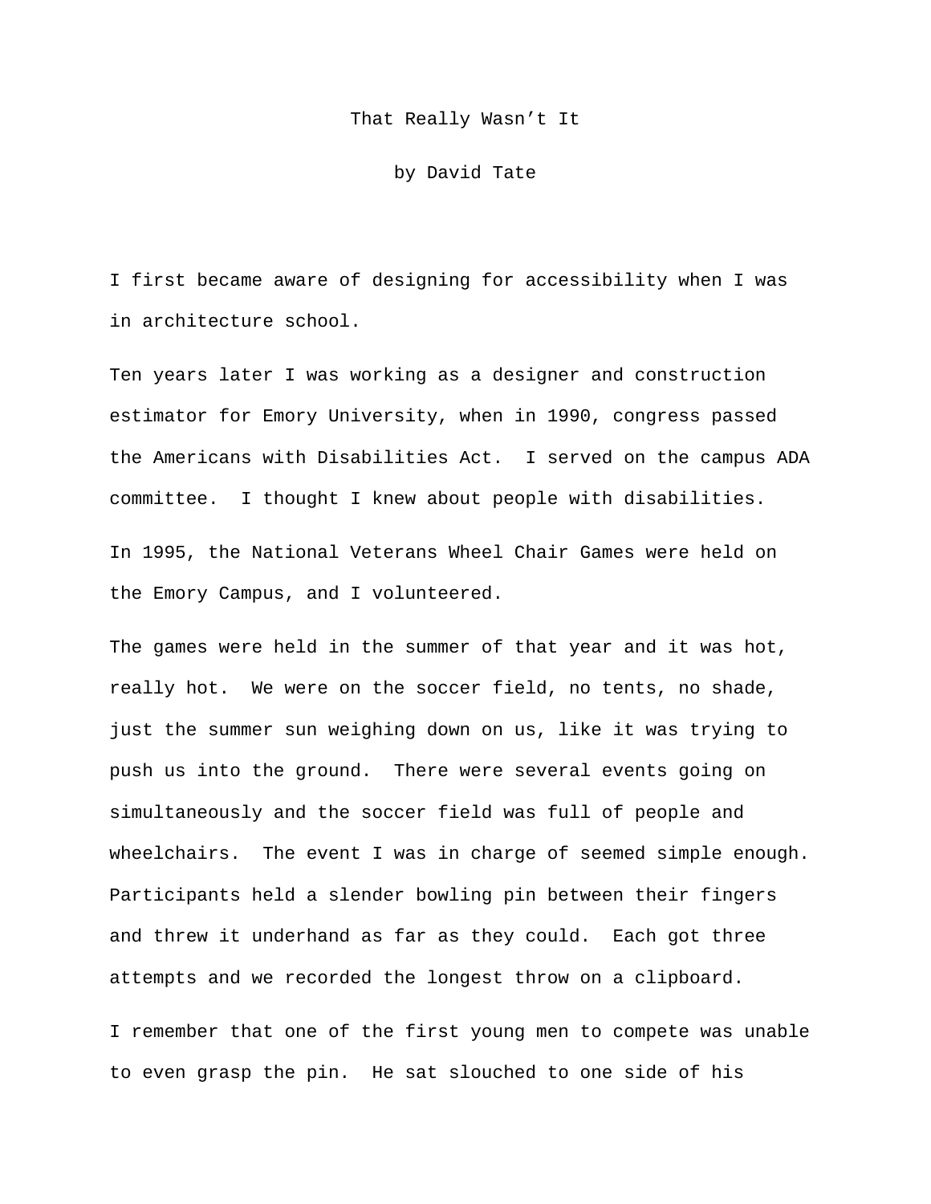# That Really Wasn't It

by David Tate

I first became aware of designing for accessibility when I was in architecture school.

Ten years later I was working as a designer and construction estimator for Emory University, when in 1990, congress passed the Americans with Disabilities Act. I served on the campus ADA committee. I thought I knew about people with disabilities.

In 1995, the National Veterans Wheel Chair Games were held on the Emory Campus, and I volunteered.

The games were held in the summer of that year and it was hot, really hot. We were on the soccer field, no tents, no shade, just the summer sun weighing down on us, like it was trying to push us into the ground. There were several events going on simultaneously and the soccer field was full of people and wheelchairs. The event I was in charge of seemed simple enough. Participants held a slender bowling pin between their fingers and threw it underhand as far as they could. Each got three attempts and we recorded the longest throw on a clipboard.

I remember that one of the first young men to compete was unable to even grasp the pin. He sat slouched to one side of his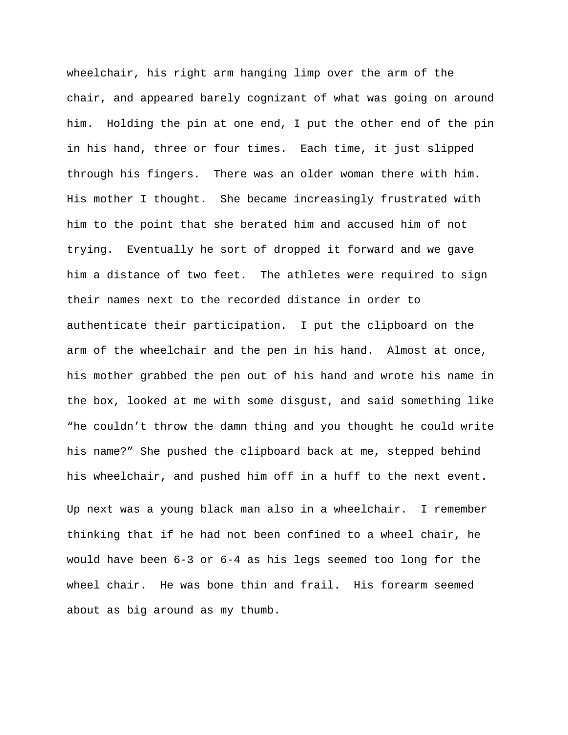wheelchair, his right arm hanging limp over the arm of the chair, and appeared barely cognizant of what was going on around him. Holding the pin at one end, I put the other end of the pin in his hand, three or four times. Each time, it just slipped through his fingers. There was an older woman there with him. His mother I thought. She became increasingly frustrated with him to the point that she berated him and accused him of not trying. Eventually he sort of dropped it forward and we gave him a distance of two feet. The athletes were required to sign their names next to the recorded distance in order to authenticate their participation. I put the clipboard on the arm of the wheelchair and the pen in his hand. Almost at once, his mother grabbed the pen out of his hand and wrote his name in the box, looked at me with some disgust, and said something like "he couldn't throw the damn thing and you thought he could write his name?" She pushed the clipboard back at me, stepped behind his wheelchair, and pushed him off in a huff to the next event.

Up next was a young black man also in a wheelchair. I remember thinking that if he had not been confined to a wheel chair, he would have been 6-3 or 6-4 as his legs seemed too long for the wheel chair. He was bone thin and frail. His forearm seemed about as big around as my thumb.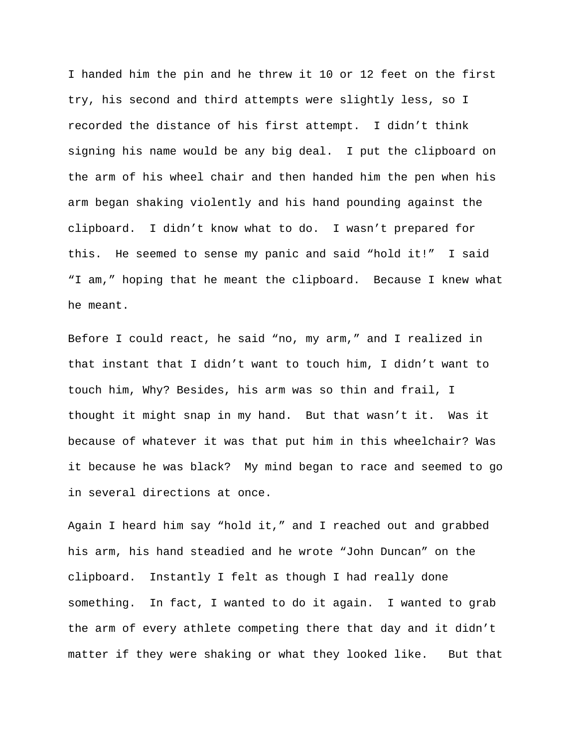I handed him the pin and he threw it 10 or 12 feet on the first try, his second and third attempts were slightly less, so I recorded the distance of his first attempt.  I didn't think signing his name would be any big deal.  I put the clipboard on the arm of his wheel chair and then handed him the pen when his arm began shaking violently and his hand pounding against the clipboard.  I didn't know what to do.  I wasn't prepared for this.  He seemed to sense my panic and said "hold it!"  I said "I am," hoping that he meant the clipboard.  Because I knew what he meant.

Before I could react, he said "no, my arm," and I realized in that instant that I didn't want to touch him, I didn't want to touch him, Why? Besides, his arm was so thin and frail, I thought it might snap in my hand.  But that wasn't it.  Was it because of whatever it was that put him in this wheelchair? Was it because he was black?  My mind began to race and seemed to go in several directions at once.

Again I heard him say "hold it," and I reached out and grabbed his arm, his hand steadied and he wrote "John Duncan" on the clipboard.  Instantly I felt as though I had really done something.  In fact, I wanted to do it again.  I wanted to grab the arm of every athlete competing there that day and it didn't matter if they were shaking or what they looked like.   But that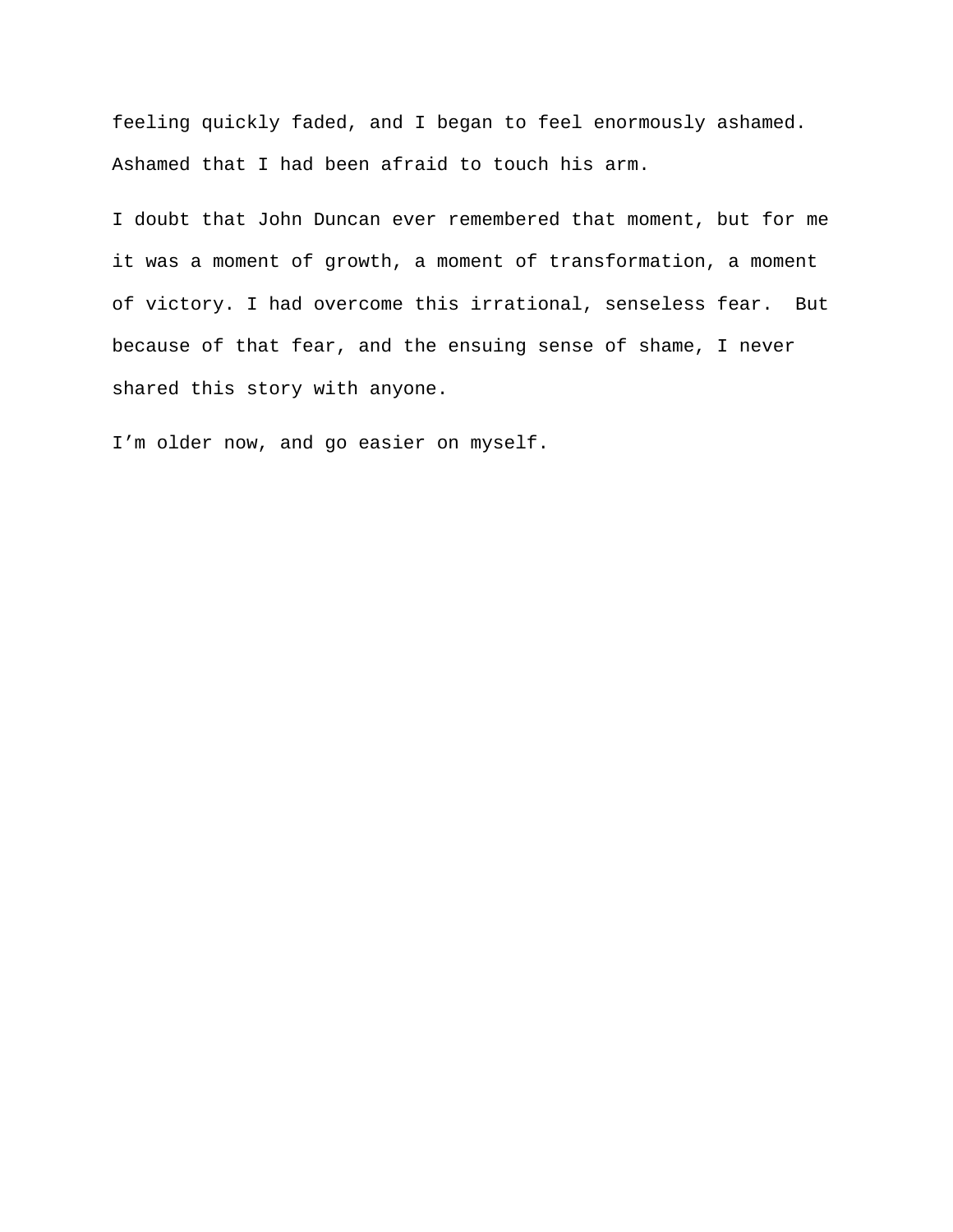feeling quickly faded, and I began to feel enormously ashamed. Ashamed that I had been afraid to touch his arm.

I doubt that John Duncan ever remembered that moment, but for me it was a moment of growth, a moment of transformation, a moment of victory. I had overcome this irrational, senseless fear. But because of that fear, and the ensuing sense of shame, I never shared this story with anyone.

I’m older now, and go easier on myself.